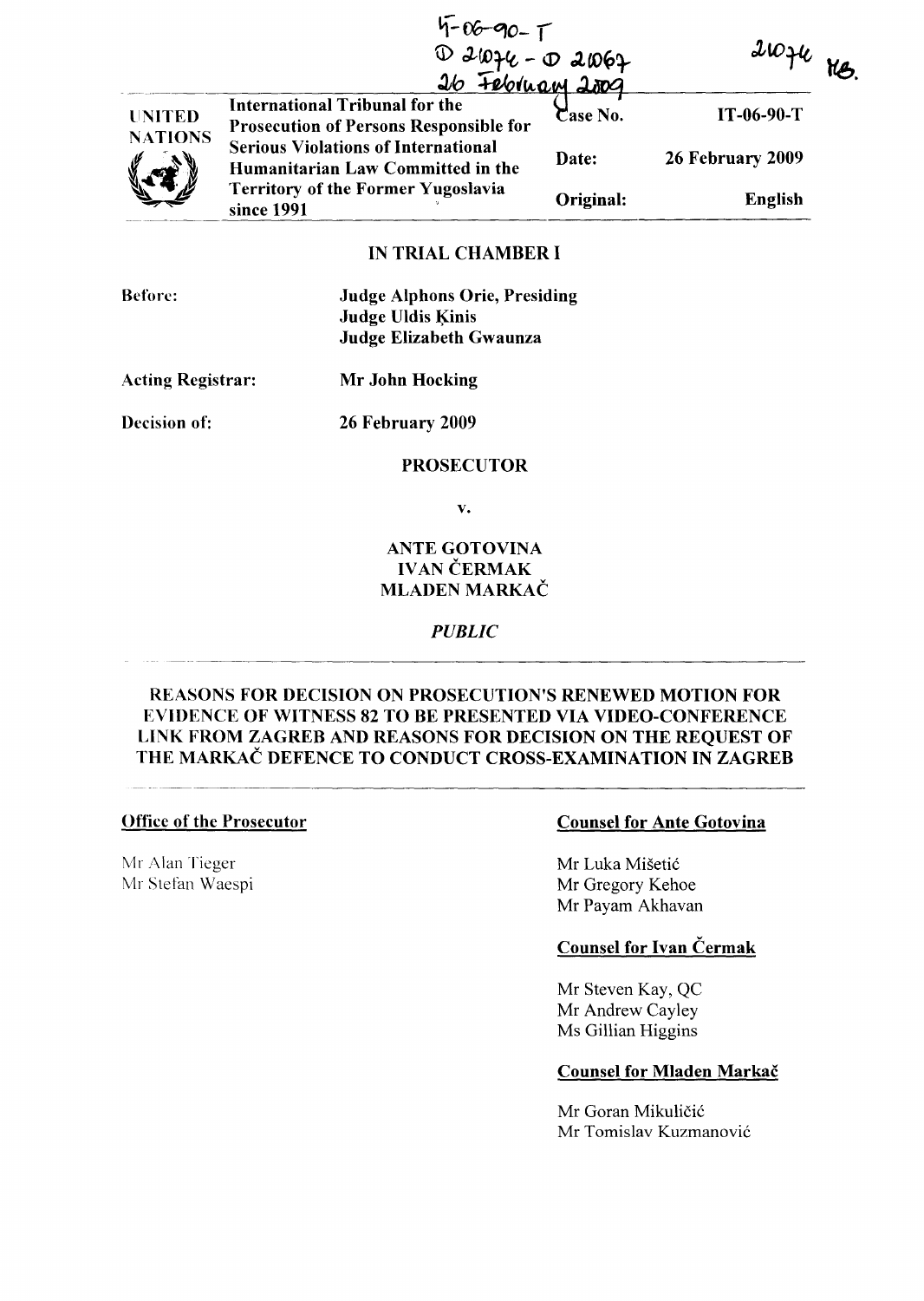IT-06-90-T
D 21074 - D 21067
26 February 2009

21074 MB.

| UNITED NATIONS | International Tribunal for the Prosecution of Persons Responsible for Serious Violations of International Humanitarian Law Committed in the Territory of the Former Yugoslavia since 1991 | Case No. | IT-06-90-T |
|---|---|---|---|
| | | Date: | 26 February 2009 |
| | | Original: | English |

## IN TRIAL CHAMBER I

**Before:** **Judge Alphons Orie, Presiding**
**Judge Uldis Ķinis**
**Judge Elizabeth Gwaunza**

**Acting Registrar:** **Mr John Hocking**

**Decision of:** **26 February 2009**

**PROSECUTOR**

**v.**

**ANTE GOTOVINA**
**IVAN ČERMAK**
**MLADEN MARKAČ**

***PUBLIC***

## REASONS FOR DECISION ON PROSECUTION'S RENEWED MOTION FOR EVIDENCE OF WITNESS 82 TO BE PRESENTED VIA VIDEO-CONFERENCE LINK FROM ZAGREB AND REASONS FOR DECISION ON THE REQUEST OF THE MARKAČ DEFENCE TO CONDUCT CROSS-EXAMINATION IN ZAGREB

**Office of the Prosecutor**

Mr Alan Tieger
Mr Stefan Waespi

**Counsel for Ante Gotovina**

Mr Luka Mišetić
Mr Gregory Kehoe
Mr Payam Akhavan

**Counsel for Ivan Čermak**

Mr Steven Kay, QC
Mr Andrew Cayley
Ms Gillian Higgins

**Counsel for Mladen Markač**

Mr Goran Mikuličić
Mr Tomislav Kuzmanović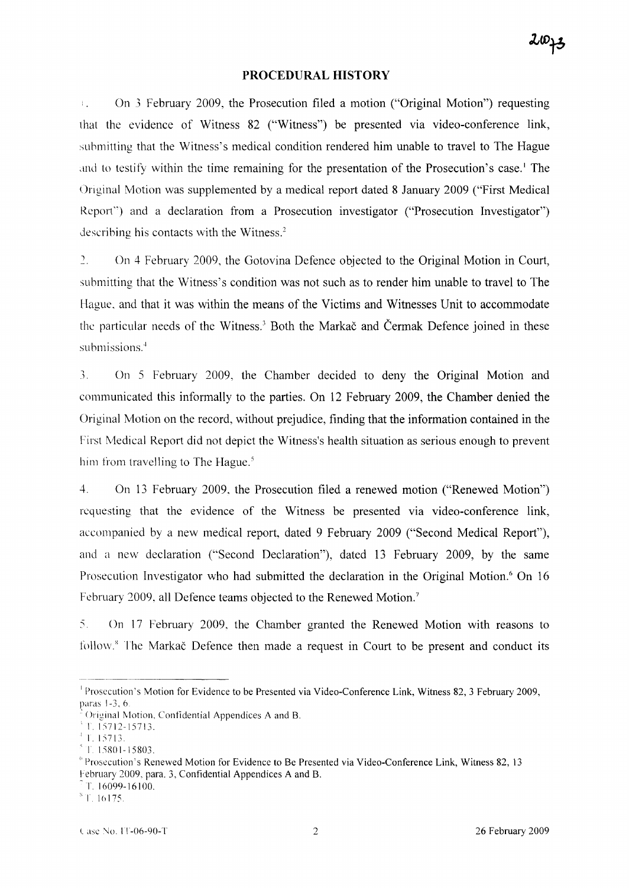## PROCEDURAL HISTORY

1. On 3 February 2009, the Prosecution filed a motion ("Original Motion") requesting that the evidence of Witness 82 ("Witness") be presented via video-conference link, submitting that the Witness's medical condition rendered him unable to travel to The Hague and to testify within the time remaining for the presentation of the Prosecution's case.[1] The Original Motion was supplemented by a medical report dated 8 January 2009 ("First Medical Report") and a declaration from a Prosecution investigator ("Prosecution Investigator") describing his contacts with the Witness.[2]

2. On 4 February 2009, the Gotovina Defence objected to the Original Motion in Court, submitting that the Witness's condition was not such as to render him unable to travel to The Hague, and that it was within the means of the Victims and Witnesses Unit to accommodate the particular needs of the Witness.[3] Both the Markač and Čermak Defence joined in these submissions.[4]

3. On 5 February 2009, the Chamber decided to deny the Original Motion and communicated this informally to the parties. On 12 February 2009, the Chamber denied the Original Motion on the record, without prejudice, finding that the information contained in the First Medical Report did not depict the Witness's health situation as serious enough to prevent him from travelling to The Hague.[5]

4. On 13 February 2009, the Prosecution filed a renewed motion ("Renewed Motion") requesting that the evidence of the Witness be presented via video-conference link, accompanied by a new medical report, dated 9 February 2009 ("Second Medical Report"), and a new declaration ("Second Declaration"), dated 13 February 2009, by the same Prosecution Investigator who had submitted the declaration in the Original Motion.[6] On 16 February 2009, all Defence teams objected to the Renewed Motion.[7]

5. On 17 February 2009, the Chamber granted the Renewed Motion with reasons to follow.[8] The Markač Defence then made a request in Court to be present and conduct its

---

[1] Prosecution's Motion for Evidence to be Presented via Video-Conference Link, Witness 82, 3 February 2009, paras 1-3, 6.

[2] Original Motion, Confidential Appendices A and B.

[3] T. 15712-15713.

[4] T. 15713.

[5] T. 15801-15803.

[6] Prosecution's Renewed Motion for Evidence to Be Presented via Video-Conference Link, Witness 82, 13 February 2009, para. 3, Confidential Appendices A and B.

[7] T. 16099-16100.

[8] T. 16175.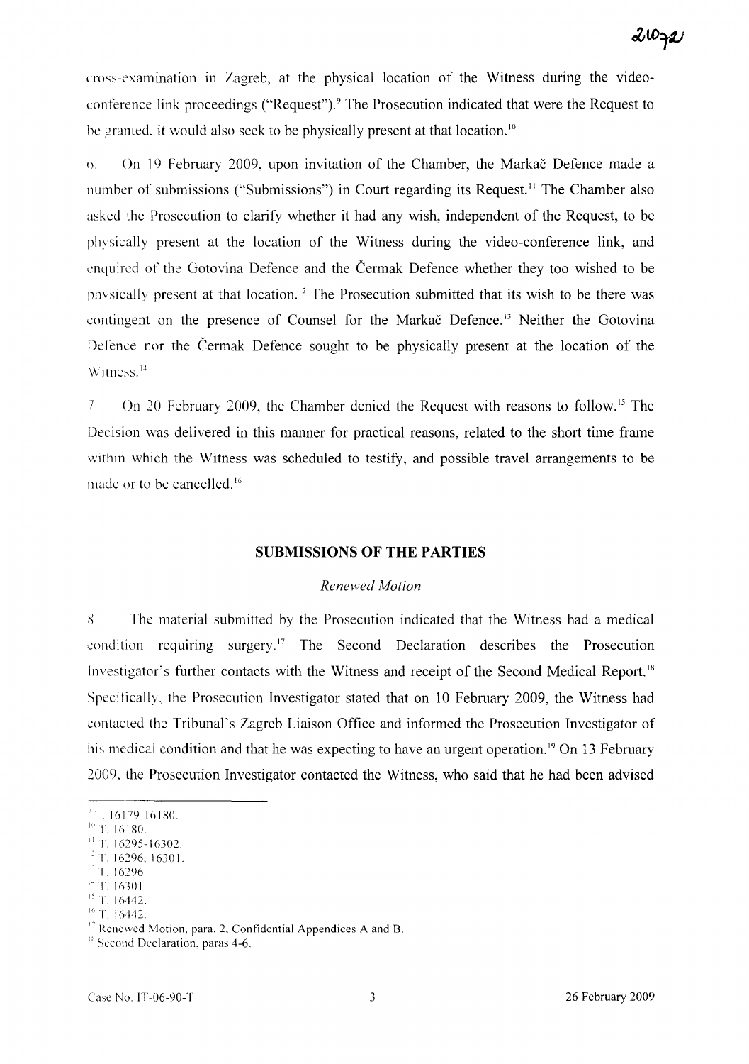cross-examination in Zagreb, at the physical location of the Witness during the video-conference link proceedings ("Request").[9] The Prosecution indicated that were the Request to be granted, it would also seek to be physically present at that location.[10]

6. On 19 February 2009, upon invitation of the Chamber, the Markač Defence made a number of submissions ("Submissions") in Court regarding its Request.[11] The Chamber also asked the Prosecution to clarify whether it had any wish, independent of the Request, to be physically present at the location of the Witness during the video-conference link, and enquired of the Gotovina Defence and the Čermak Defence whether they too wished to be physically present at that location.[12] The Prosecution submitted that its wish to be there was contingent on the presence of Counsel for the Markač Defence.[13] Neither the Gotovina Defence nor the Čermak Defence sought to be physically present at the location of the Witness.[14]

7. On 20 February 2009, the Chamber denied the Request with reasons to follow.[15] The Decision was delivered in this manner for practical reasons, related to the short time frame within which the Witness was scheduled to testify, and possible travel arrangements to be made or to be cancelled.[16]

## SUBMISSIONS OF THE PARTIES

### *Renewed Motion*

8. The material submitted by the Prosecution indicated that the Witness had a medical condition requiring surgery.[17] The Second Declaration describes the Prosecution Investigator's further contacts with the Witness and receipt of the Second Medical Report.[18] Specifically, the Prosecution Investigator stated that on 10 February 2009, the Witness had contacted the Tribunal's Zagreb Liaison Office and informed the Prosecution Investigator of his medical condition and that he was expecting to have an urgent operation.[19] On 13 February 2009, the Prosecution Investigator contacted the Witness, who said that he had been advised

---

[9] T. 16179-16180.

[10] T. 16180.

[11] T. 16295-16302.

[12] T. 16296, 16301.

[13] T. 16296.

[14] T. 16301.

[15] T. 16442.

[16] T. 16442.

[17] Renewed Motion, para. 2, Confidential Appendices A and B.

[18] Second Declaration, paras 4-6.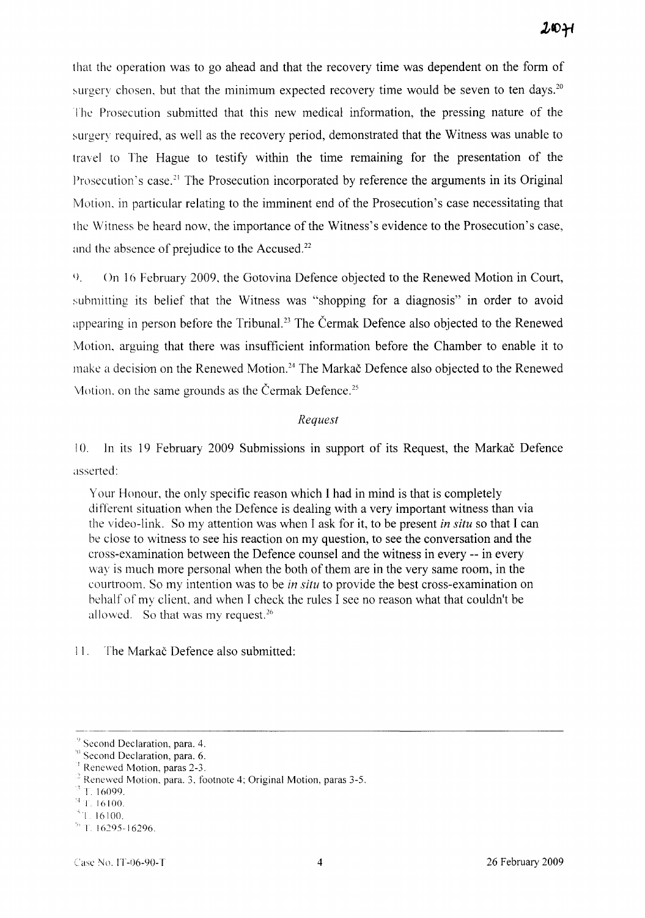that the operation was to go ahead and that the recovery time was dependent on the form of surgery chosen, but that the minimum expected recovery time would be seven to ten days.[20] The Prosecution submitted that this new medical information, the pressing nature of the surgery required, as well as the recovery period, demonstrated that the Witness was unable to travel to The Hague to testify within the time remaining for the presentation of the Prosecution's case.[21] The Prosecution incorporated by reference the arguments in its Original Motion, in particular relating to the imminent end of the Prosecution's case necessitating that the Witness be heard now, the importance of the Witness's evidence to the Prosecution's case, and the absence of prejudice to the Accused.[22]

9. On 16 February 2009, the Gotovina Defence objected to the Renewed Motion in Court, submitting its belief that the Witness was "shopping for a diagnosis" in order to avoid appearing in person before the Tribunal.[23] The Čermak Defence also objected to the Renewed Motion, arguing that there was insufficient information before the Chamber to enable it to make a decision on the Renewed Motion.[24] The Markač Defence also objected to the Renewed Motion, on the same grounds as the Čermak Defence.[25]

*Request*

10. In its 19 February 2009 Submissions in support of its Request, the Markač Defence asserted:

> Your Honour, the only specific reason which I had in mind is that is completely different situation when the Defence is dealing with a very important witness than via the video-link. So my attention was when I ask for it, to be present *in situ* so that I can be close to witness to see his reaction on my question, to see the conversation and the cross-examination between the Defence counsel and the witness in every -- in every way is much more personal when the both of them are in the very same room, in the courtroom. So my intention was to be *in situ* to provide the best cross-examination on behalf of my client, and when I check the rules I see no reason what that couldn't be allowed. So that was my request.[26]

11. The Markač Defence also submitted:

---

[19] Second Declaration, para. 4.
[20] Second Declaration, para. 6.
[21] Renewed Motion, paras 2-3.
[22] Renewed Motion, para. 3, footnote 4; Original Motion, paras 3-5.
[23] T. 16099.
[24] T. 16100.
[25] T. 16100.
[26] T. 16295-16296.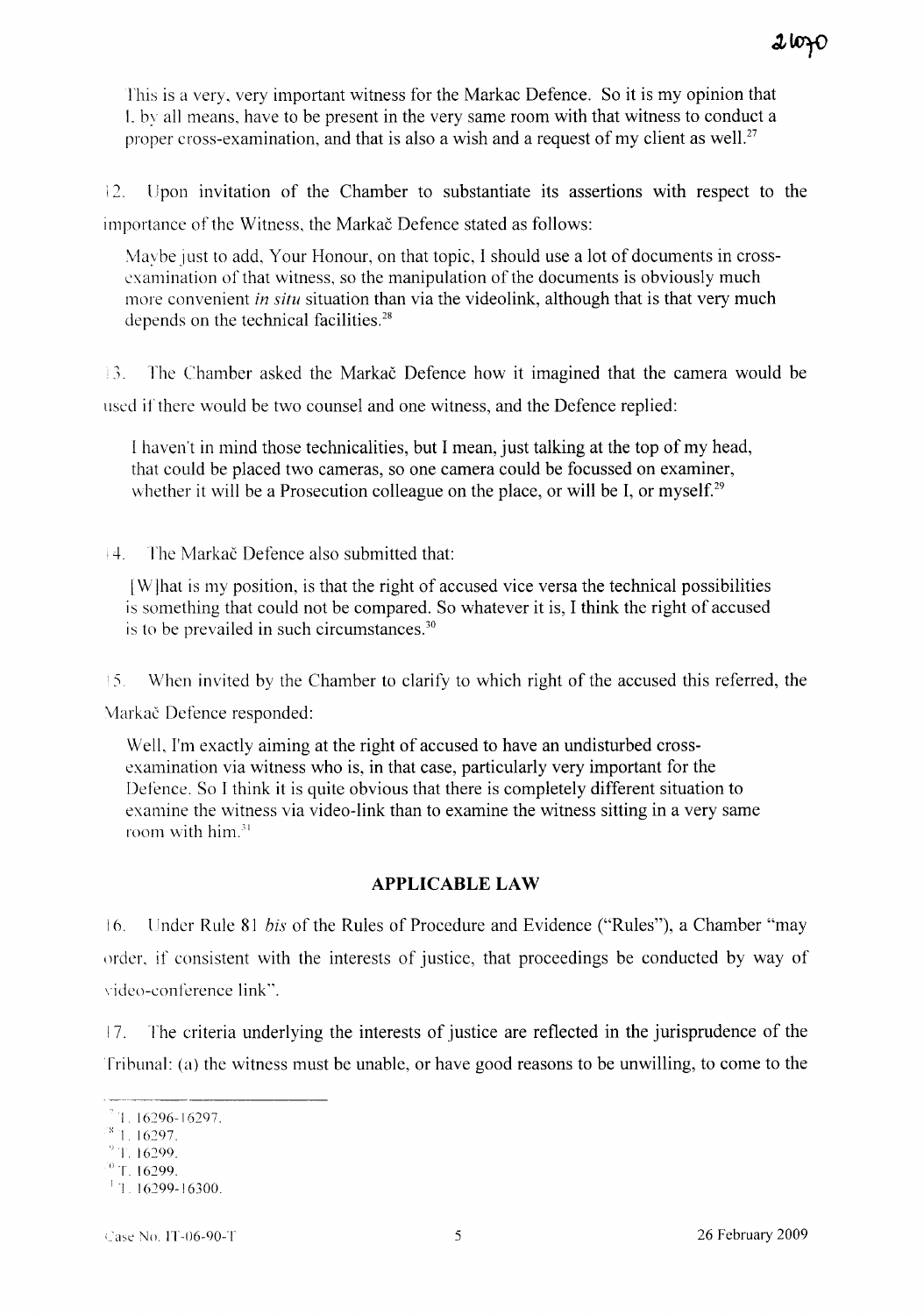This is a very, very important witness for the Markac Defence. So it is my opinion that I, by all means, have to be present in the very same room with that witness to conduct a proper cross-examination, and that is also a wish and a request of my client as well.[27]

12. Upon invitation of the Chamber to substantiate its assertions with respect to the importance of the Witness, the Markač Defence stated as follows:

> Maybe just to add, Your Honour, on that topic, I should use a lot of documents in cross-examination of that witness, so the manipulation of the documents is obviously much more convenient *in situ* situation than via the videolink, although that is that very much depends on the technical facilities.[28]

13. The Chamber asked the Markač Defence how it imagined that the camera would be used if there would be two counsel and one witness, and the Defence replied:

> I haven't in mind those technicalities, but I mean, just talking at the top of my head, that could be placed two cameras, so one camera could be focussed on examiner, whether it will be a Prosecution colleague on the place, or will be I, or myself.[29]

14. The Markač Defence also submitted that:

> [W]hat is my position, is that the right of accused vice versa the technical possibilities is something that could not be compared. So whatever it is, I think the right of accused is to be prevailed in such circumstances.[30]

15. When invited by the Chamber to clarify to which right of the accused this referred, the Markač Defence responded:

> Well, I'm exactly aiming at the right of accused to have an undisturbed cross-examination via witness who is, in that case, particularly very important for the Defence. So I think it is quite obvious that there is completely different situation to examine the witness via video-link than to examine the witness sitting in a very same room with him.[31]

## APPLICABLE LAW

16. Under Rule 81 *bis* of the Rules of Procedure and Evidence ("Rules"), a Chamber "may order, if consistent with the interests of justice, that proceedings be conducted by way of video-conference link".

17. The criteria underlying the interests of justice are reflected in the jurisprudence of the Tribunal: (a) the witness must be unable, or have good reasons to be unwilling, to come to the

---

[27] T. 16296-16297.

[28] T. 16297.

[29] T. 16299.

[30] T. 16299.

[31] T. 16299-16300.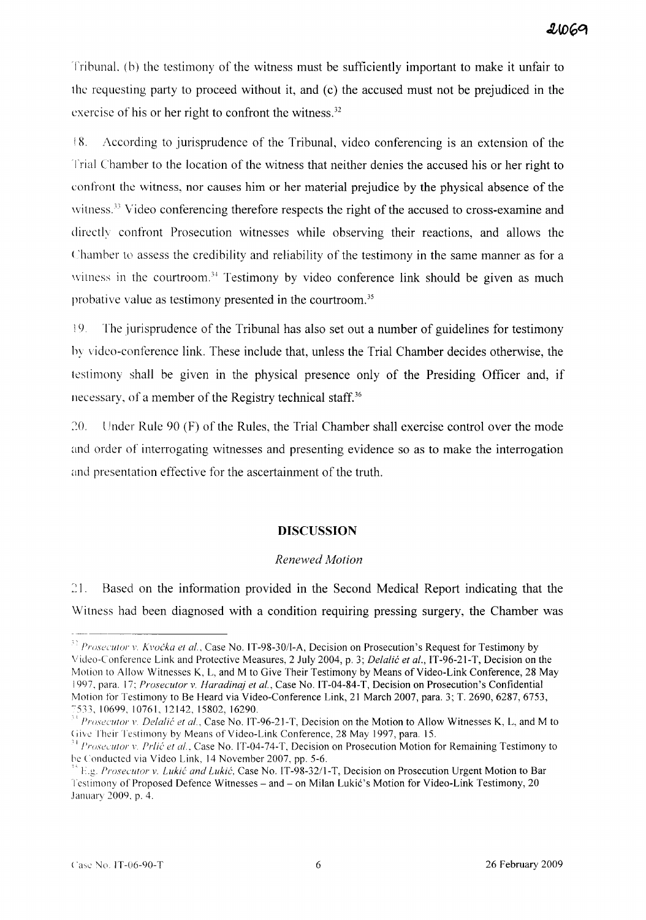Tribunal, (b) the testimony of the witness must be sufficiently important to make it unfair to the requesting party to proceed without it, and (c) the accused must not be prejudiced in the exercise of his or her right to confront the witness.[32]

18. According to jurisprudence of the Tribunal, video conferencing is an extension of the Trial Chamber to the location of the witness that neither denies the accused his or her right to confront the witness, nor causes him or her material prejudice by the physical absence of the witness.[33] Video conferencing therefore respects the right of the accused to cross-examine and directly confront Prosecution witnesses while observing their reactions, and allows the Chamber to assess the credibility and reliability of the testimony in the same manner as for a witness in the courtroom.[34] Testimony by video conference link should be given as much probative value as testimony presented in the courtroom.[35]

19. The jurisprudence of the Tribunal has also set out a number of guidelines for testimony by video-conference link. These include that, unless the Trial Chamber decides otherwise, the testimony shall be given in the physical presence only of the Presiding Officer and, if necessary, of a member of the Registry technical staff.[36]

20. Under Rule 90 (F) of the Rules, the Trial Chamber shall exercise control over the mode and order of interrogating witnesses and presenting evidence so as to make the interrogation and presentation effective for the ascertainment of the truth.

## DISCUSSION

### *Renewed Motion*

21. Based on the information provided in the Second Medical Report indicating that the Witness had been diagnosed with a condition requiring pressing surgery, the Chamber was

---

[32] *Prosecutor v. Kvočka et al.*, Case No. IT-98-30/1-A, Decision on Prosecution's Request for Testimony by Video-Conference Link and Protective Measures, 2 July 2004, p. 3; *Delalić et al.*, IT-96-21-T, Decision on the Motion to Allow Witnesses K, L, and M to Give Their Testimony by Means of Video-Link Conference, 28 May 1997, para. 17; *Prosecutor v. Haradinaj et al.*, Case No. IT-04-84-T, Decision on Prosecution's Confidential Motion for Testimony to Be Heard via Video-Conference Link, 21 March 2007, para. 3; T. 2690, 6287, 6753, 7533, 10699, 10761, 12142, 15802, 16290.

[33] *Prosecutor v. Delalić et al.*, Case No. IT-96-21-T, Decision on the Motion to Allow Witnesses K, L, and M to Give Their Testimony by Means of Video-Link Conference, 28 May 1997, para. 15.

[34] *Prosecutor v. Prlić et al.*, Case No. IT-04-74-T, Decision on Prosecution Motion for Remaining Testimony to be Conducted via Video Link, 14 November 2007, pp. 5-6.

[35] E.g. *Prosecutor v. Lukić and Lukić*, Case No. IT-98-32/1-T, Decision on Prosecution Urgent Motion to Bar Testimony of Proposed Defence Witnesses – and – on Milan Lukić's Motion for Video-Link Testimony, 20 January 2009, p. 4.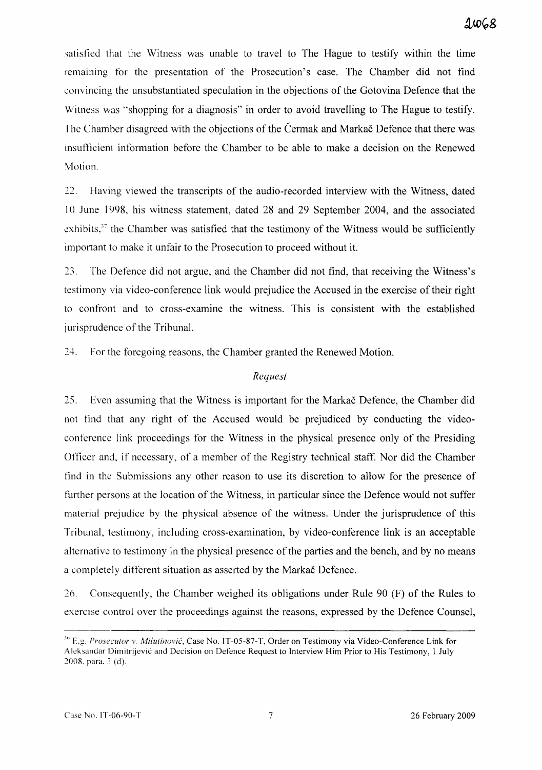satisfied that the Witness was unable to travel to The Hague to testify within the time remaining for the presentation of the Prosecution's case. The Chamber did not find convincing the unsubstantiated speculation in the objections of the Gotovina Defence that the Witness was "shopping for a diagnosis" in order to avoid travelling to The Hague to testify. The Chamber disagreed with the objections of the Čermak and Markač Defence that there was insufficient information before the Chamber to be able to make a decision on the Renewed Motion.

22. Having viewed the transcripts of the audio-recorded interview with the Witness, dated 10 June 1998, his witness statement, dated 28 and 29 September 2004, and the associated exhibits,[37] the Chamber was satisfied that the testimony of the Witness would be sufficiently important to make it unfair to the Prosecution to proceed without it.

23. The Defence did not argue, and the Chamber did not find, that receiving the Witness's testimony via video-conference link would prejudice the Accused in the exercise of their right to confront and to cross-examine the witness. This is consistent with the established jurisprudence of the Tribunal.

24. For the foregoing reasons, the Chamber granted the Renewed Motion.

*Request*

25. Even assuming that the Witness is important for the Markač Defence, the Chamber did not find that any right of the Accused would be prejudiced by conducting the video-conference link proceedings for the Witness in the physical presence only of the Presiding Officer and, if necessary, of a member of the Registry technical staff. Nor did the Chamber find in the Submissions any other reason to use its discretion to allow for the presence of further persons at the location of the Witness, in particular since the Defence would not suffer material prejudice by the physical absence of the witness. Under the jurisprudence of this Tribunal, testimony, including cross-examination, by video-conference link is an acceptable alternative to testimony in the physical presence of the parties and the bench, and by no means a completely different situation as asserted by the Markač Defence.

26. Consequently, the Chamber weighed its obligations under Rule 90 (F) of the Rules to exercise control over the proceedings against the reasons, expressed by the Defence Counsel,

---

[36] E.g. *Prosecutor v. Milutinović*, Case No. IT-05-87-T, Order on Testimony via Video-Conference Link for Aleksandar Dimitrijević and Decision on Defence Request to Interview Him Prior to His Testimony, 1 July 2008, para. 3 (d).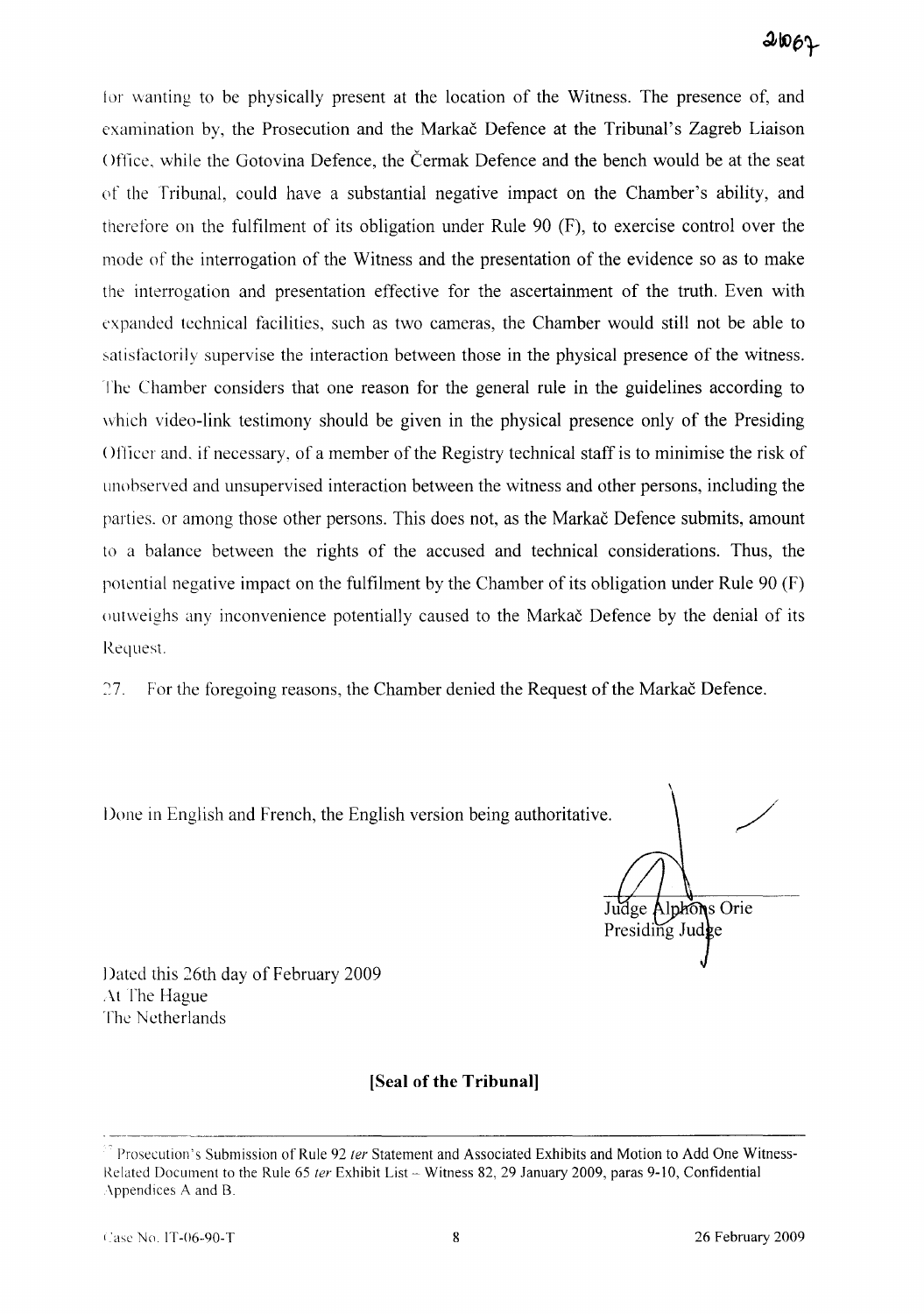for wanting to be physically present at the location of the Witness. The presence of, and examination by, the Prosecution and the Markač Defence at the Tribunal's Zagreb Liaison Office, while the Gotovina Defence, the Čermak Defence and the bench would be at the seat of the Tribunal, could have a substantial negative impact on the Chamber's ability, and therefore on the fulfilment of its obligation under Rule 90 (F), to exercise control over the mode of the interrogation of the Witness and the presentation of the evidence so as to make the interrogation and presentation effective for the ascertainment of the truth. Even with expanded technical facilities, such as two cameras, the Chamber would still not be able to satisfactorily supervise the interaction between those in the physical presence of the witness. The Chamber considers that one reason for the general rule in the guidelines according to which video-link testimony should be given in the physical presence only of the Presiding Officer and, if necessary, of a member of the Registry technical staff is to minimise the risk of unobserved and unsupervised interaction between the witness and other persons, including the parties, or among those other persons. This does not, as the Markač Defence submits, amount to a balance between the rights of the accused and technical considerations. Thus, the potential negative impact on the fulfilment by the Chamber of its obligation under Rule 90 (F) outweighs any inconvenience potentially caused to the Markač Defence by the denial of its Request.

27. For the foregoing reasons, the Chamber denied the Request of the Markač Defence.

Done in English and French, the English version being authoritative.

Judge Alphons Orie
Presiding Judge

Dated this 26th day of February 2009
At The Hague
The Netherlands

**[Seal of the Tribunal]**

---

Prosecution's Submission of Rule 92 *ter* Statement and Associated Exhibits and Motion to Add One Witness-Related Document to the Rule 65 *ter* Exhibit List – Witness 82, 29 January 2009, paras 9-10, Confidential Appendices A and B.